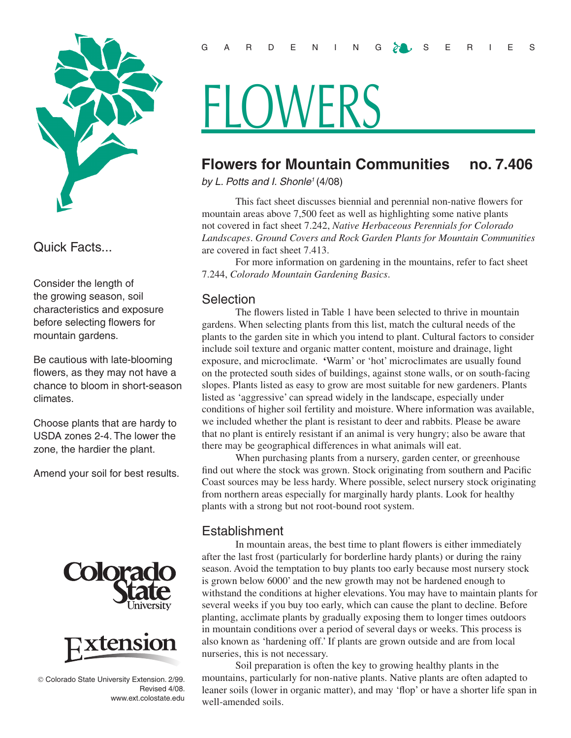GARDENING SERIES

# FLOWERS

## Flowers for Mountain Communities no. 7.406

*by L. Potts and I. Shonle*[1] (4/08)

Quick Facts...

Consider the length of the growing season, soil characteristics and exposure before selecting flowers for mountain gardens.

Be cautious with late-blooming flowers, as they may not have a chance to bloom in short-season climates.

Choose plants that are hardy to USDA zones 2-4. The lower the zone, the hardier the plant.

Amend your soil for best results.

This fact sheet discusses biennial and perennial non-native flowers for mountain areas above 7,500 feet as well as highlighting some native plants not covered in fact sheet 7.242, *Native Herbaceous Perennials for Colorado Landscapes*. *Ground Covers and Rock Garden Plants for Mountain Communities* are covered in fact sheet 7.413.

For more information on gardening in the mountains, refer to fact sheet 7.244, *Colorado Mountain Gardening Basics*.

### Selection

The flowers listed in Table 1 have been selected to thrive in mountain gardens. When selecting plants from this list, match the cultural needs of the plants to the garden site in which you intend to plant. Cultural factors to consider include soil texture and organic matter content, moisture and drainage, light exposure, and microclimate. 'Warm' or 'hot' microclimates are usually found on the protected south sides of buildings, against stone walls, or on south-facing slopes. Plants listed as easy to grow are most suitable for new gardeners. Plants listed as 'aggressive' can spread widely in the landscape, especially under conditions of higher soil fertility and moisture. Where information was available, we included whether the plant is resistant to deer and rabbits. Please be aware that no plant is entirely resistant if an animal is very hungry; also be aware that there may be geographical differences in what animals will eat.

When purchasing plants from a nursery, garden center, or greenhouse find out where the stock was grown. Stock originating from southern and Pacific Coast sources may be less hardy. Where possible, select nursery stock originating from northern areas especially for marginally hardy plants. Look for healthy plants with a strong but not root-bound root system.

### Establishment

In mountain areas, the best time to plant flowers is either immediately after the last frost (particularly for borderline hardy plants) or during the rainy season. Avoid the temptation to buy plants too early because most nursery stock is grown below 6000' and the new growth may not be hardened enough to withstand the conditions at higher elevations. You may have to maintain plants for several weeks if you buy too early, which can cause the plant to decline. Before planting, acclimate plants by gradually exposing them to longer times outdoors in mountain conditions over a period of several days or weeks. This process is also known as 'hardening off.' If plants are grown outside and are from local nurseries, this is not necessary.

Soil preparation is often the key to growing healthy plants in the mountains, particularly for non-native plants. Native plants are often adapted to leaner soils (lower in organic matter), and may 'flop' or have a shorter life span in well-amended soils.

Colorado State University Extension

© Colorado State University Extension. 2/99. Revised 4/08. www.ext.colostate.edu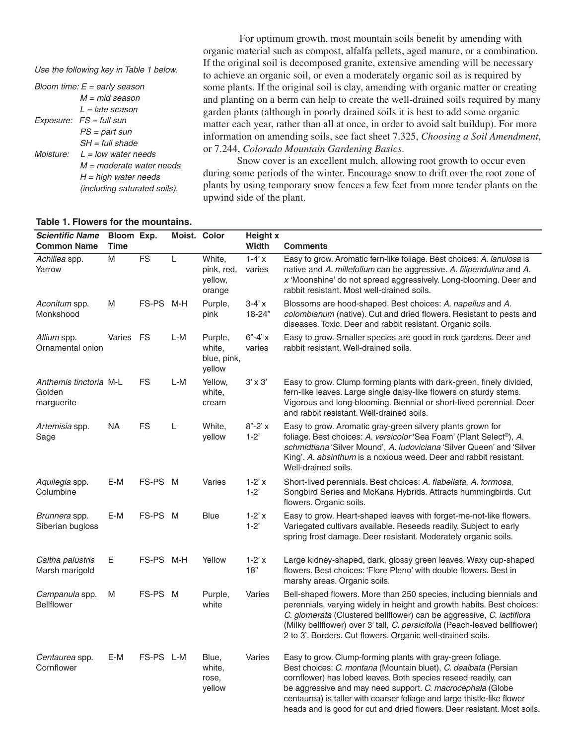*Use the following key in Table 1 below.*

*Bloom time: E = early season*
*M = mid season*
*L = late season*
*Exposure: FS = full sun*
*PS = part sun*
*SH = full shade*
*Moisture: L = low water needs*
*M = moderate water needs*
*H = high water needs (including saturated soils).*

For optimum growth, most mountain soils benefit by amending with organic material such as compost, alfalfa pellets, aged manure, or a combination. If the original soil is decomposed granite, extensive amending will be necessary to achieve an organic soil, or even a moderately organic soil as is required by some plants. If the original soil is clay, amending with organic matter or creating and planting on a berm can help to create the well-drained soils required by many garden plants (although in poorly drained soils it is best to add some organic matter each year, rather than all at once, in order to avoid salt buildup). For more information on amending soils, see fact sheet 7.325, *Choosing a Soil Amendment*, or 7.244, *Colorado Mountain Gardening Basics*.

Snow cover is an excellent mulch, allowing root growth to occur even during some periods of the winter. Encourage snow to drift over the root zone of plants by using temporary snow fences a few feet from more tender plants on the upwind side of the plant.

**Table 1. Flowers for the mountains.**

| ***Scientific Name*** **Common Name** | **Bloom Time** | **Exp.** | **Moist.** | **Color** | **Height x Width** | **Comments** |
|---|---|---|---|---|---|---|
| *Achillea* spp. Yarrow | M | FS | L | White, pink, red, yellow, orange | 1-4' x varies | Easy to grow. Aromatic fern-like foliage. Best choices: *A. lanulosa* is native and *A. millefolium* can be aggressive. *A. filipendulina* and *A. x* 'Moonshine' do not spread aggressively. Long-blooming. Deer and rabbit resistant. Most well-drained soils. |
| *Aconitum* spp. Monkshood | M | FS-PS | M-H | Purple, pink | 3-4' x 18-24" | Blossoms are hood-shaped. Best choices: *A. napellus* and *A. colombianum* (native). Cut and dried flowers. Resistant to pests and diseases. Toxic. Deer and rabbit resistant. Organic soils. |
| *Allium* spp. Ornamental onion | Varies | FS | L-M | Purple, white, blue, pink, yellow | 6"-4' x varies | Easy to grow. Smaller species are good in rock gardens. Deer and rabbit resistant. Well-drained soils. |
| *Anthemis tinctoria* Golden marguerite | M-L | FS | L-M | Yellow, white, cream | 3' x 3' | Easy to grow. Clump forming plants with dark-green, finely divided, fern-like leaves. Large single daisy-like flowers on sturdy stems. Vigorous and long-blooming. Biennial or short-lived perennial. Deer and rabbit resistant. Well-drained soils. |
| *Artemisia* spp. Sage | NA | FS | L | White, yellow | 8"-2' x 1-2' | Easy to grow. Aromatic gray-green silvery plants grown for foliage. Best choices: *A. versicolor* 'Sea Foam' (Plant Select®), *A. schmidtiana* 'Silver Mound', *A. ludoviciana* 'Silver Queen' and 'Silver King'. *A. absinthum* is a noxious weed. Deer and rabbit resistant. Well-drained soils. |
| *Aquilegia* spp. Columbine | E-M | FS-PS | M | Varies | 1-2' x 1-2' | Short-lived perennials. Best choices: *A. flabellata*, *A. formosa*, Songbird Series and McKana Hybrids. Attracts hummingbirds. Cut flowers. Organic soils. |
| *Brunnera* spp. Siberian bugloss | E-M | FS-PS | M | Blue | 1-2' x 1-2' | Easy to grow. Heart-shaped leaves with forget-me-not-like flowers. Variegated cultivars available. Reseeds readily. Subject to early spring frost damage. Deer resistant. Moderately organic soils. |
| *Caltha palustris* Marsh marigold | E | FS-PS | M-H | Yellow | 1-2' x 18" | Large kidney-shaped, dark, glossy green leaves. Waxy cup-shaped flowers. Best choices: 'Flore Pleno' with double flowers. Best in marshy areas. Organic soils. |
| *Campanula* spp. Bellflower | M | FS-PS | M | Purple, white | Varies | Bell-shaped flowers. More than 250 species, including biennials and perennials, varying widely in height and growth habits. Best choices: *C. glomerata* (Clustered bellflower) can be aggressive, *C. lactiflora* (Milky bellflower) over 3' tall, *C. persicifolia* (Peach-leaved bellflower) 2 to 3'. Borders. Cut flowers. Organic well-drained soils. |
| *Centaurea* spp. Cornflower | E-M | FS-PS | L-M | Blue, white, rose, yellow | Varies | Easy to grow. Clump-forming plants with gray-green foliage. Best choices: *C. montana* (Mountain bluet), *C. dealbata* (Persian cornflower) has lobed leaves. Both species reseed readily, can be aggressive and may need support. *C. macrocephala* (Globe centaurea) is taller with coarser foliage and large thistle-like flower heads and is good for cut and dried flowers. Deer resistant. Most soils. |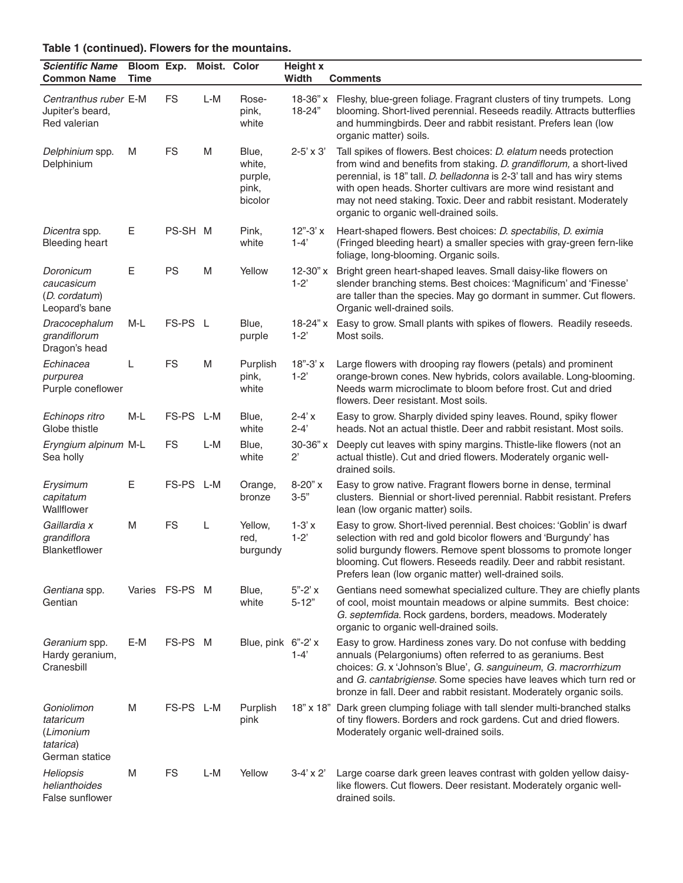**Table 1 (continued). Flowers for the mountains.**

| *Scientific Name* Common Name | Bloom Time | Exp. | Moist. | Color | Height x Width | Comments |
|---|---|---|---|---|---|---|
| *Centranthus ruber* Jupiter's beard, Red valerian | E-M | FS | L-M | Rose-pink, white | 18-36" x 18-24" | Fleshy, blue-green foliage. Fragrant clusters of tiny trumpets. Long blooming. Short-lived perennial. Reseeds readily. Attracts butterflies and hummingbirds. Deer and rabbit resistant. Prefers lean (low organic matter) soils. |
| *Delphinium* spp. Delphinium | M | FS | M | Blue, white, purple, pink, bicolor | 2-5' x 3' | Tall spikes of flowers. Best choices: *D. elatum* needs protection from wind and benefits from staking. *D. grandiflorum,* a short-lived perennial, is 18" tall. *D. belladonna* is 2-3' tall and has wiry stems with open heads. Shorter cultivars are more wind resistant and may not need staking. Toxic. Deer and rabbit resistant. Moderately organic to organic well-drained soils. |
| *Dicentra* spp. Bleeding heart | E | PS-SH | M | Pink, white | 12"-3' x 1-4' | Heart-shaped flowers. Best choices: *D. spectabilis*, *D. eximia* (Fringed bleeding heart) a smaller species with gray-green fern-like foliage, long-blooming. Organic soils. |
| *Doronicum caucasicum* (*D. cordatum*) Leopard's bane | E | PS | M | Yellow | 12-30" x 1-2' | Bright green heart-shaped leaves. Small daisy-like flowers on slender branching stems. Best choices: 'Magnificum' and 'Finesse' are taller than the species. May go dormant in summer. Cut flowers. Organic well-drained soils. |
| *Dracocephalum grandiflorum* Dragon's head | M-L | FS-PS | L | Blue, purple | 18-24" x 1-2' | Easy to grow. Small plants with spikes of flowers. Readily reseeds. Most soils. |
| *Echinacea purpurea* Purple coneflower | L | FS | M | Purplish pink, white | 18"-3' x 1-2' | Large flowers with drooping ray flowers (petals) and prominent orange-brown cones. New hybrids, colors available. Long-blooming. Needs warm microclimate to bloom before frost. Cut and dried flowers. Deer resistant. Most soils. |
| *Echinops ritro* Globe thistle | M-L | FS-PS | L-M | Blue, white | 2-4' x 2-4' | Easy to grow. Sharply divided spiny leaves. Round, spiky flower heads. Not an actual thistle. Deer and rabbit resistant. Most soils. |
| *Eryngium alpinum* Sea holly | M-L | FS | L-M | Blue, white | 30-36" x 2' | Deeply cut leaves with spiny margins. Thistle-like flowers (not an actual thistle). Cut and dried flowers. Moderately organic well-drained soils. |
| *Erysimum capitatum* Wallflower | E | FS-PS | L-M | Orange, bronze | 8-20" x 3-5" | Easy to grow native. Fragrant flowers borne in dense, terminal clusters. Biennial or short-lived perennial. Rabbit resistant. Prefers lean (low organic matter) soils. |
| *Gaillardia x grandiflora* Blanketflower | M | FS | L | Yellow, red, burgundy | 1-3' x 1-2' | Easy to grow. Short-lived perennial. Best choices: 'Goblin' is dwarf selection with red and gold bicolor flowers and 'Burgundy' has solid burgundy flowers. Remove spent blossoms to promote longer blooming. Cut flowers. Reseeds readily. Deer and rabbit resistant. Prefers lean (low organic matter) well-drained soils. |
| *Gentiana* spp. Gentian | Varies | FS-PS | M | Blue, white | 5"-2' x 5-12" | Gentians need somewhat specialized culture. They are chiefly plants of cool, moist mountain meadows or alpine summits. Best choice: *G. septemfida.* Rock gardens, borders, meadows. Moderately organic to organic well-drained soils. |
| *Geranium* spp. Hardy geranium, Cranesbill | E-M | FS-PS | M | Blue, pink | 6"-2' x 1-4' | Easy to grow. Hardiness zones vary. Do not confuse with bedding annuals (Pelargoniums) often referred to as geraniums. Best choices: *G.* x 'Johnson's Blue', *G. sanguineum*, *G. macrorrhizum* and *G. cantabrigiense*. Some species have leaves which turn red or bronze in fall. Deer and rabbit resistant. Moderately organic soils. |
| *Goniolimon tataricum* (*Limonium tatarica*) German statice | M | FS-PS | L-M | Purplish pink | 18" x 18" | Dark green clumping foliage with tall slender multi-branched stalks of tiny flowers. Borders and rock gardens. Cut and dried flowers. Moderately organic well-drained soils. |
| *Heliopsis helianthoides* False sunflower | M | FS | L-M | Yellow | 3-4' x 2' | Large coarse dark green leaves contrast with golden yellow daisy-like flowers. Cut flowers. Deer resistant. Moderately organic well-drained soils. |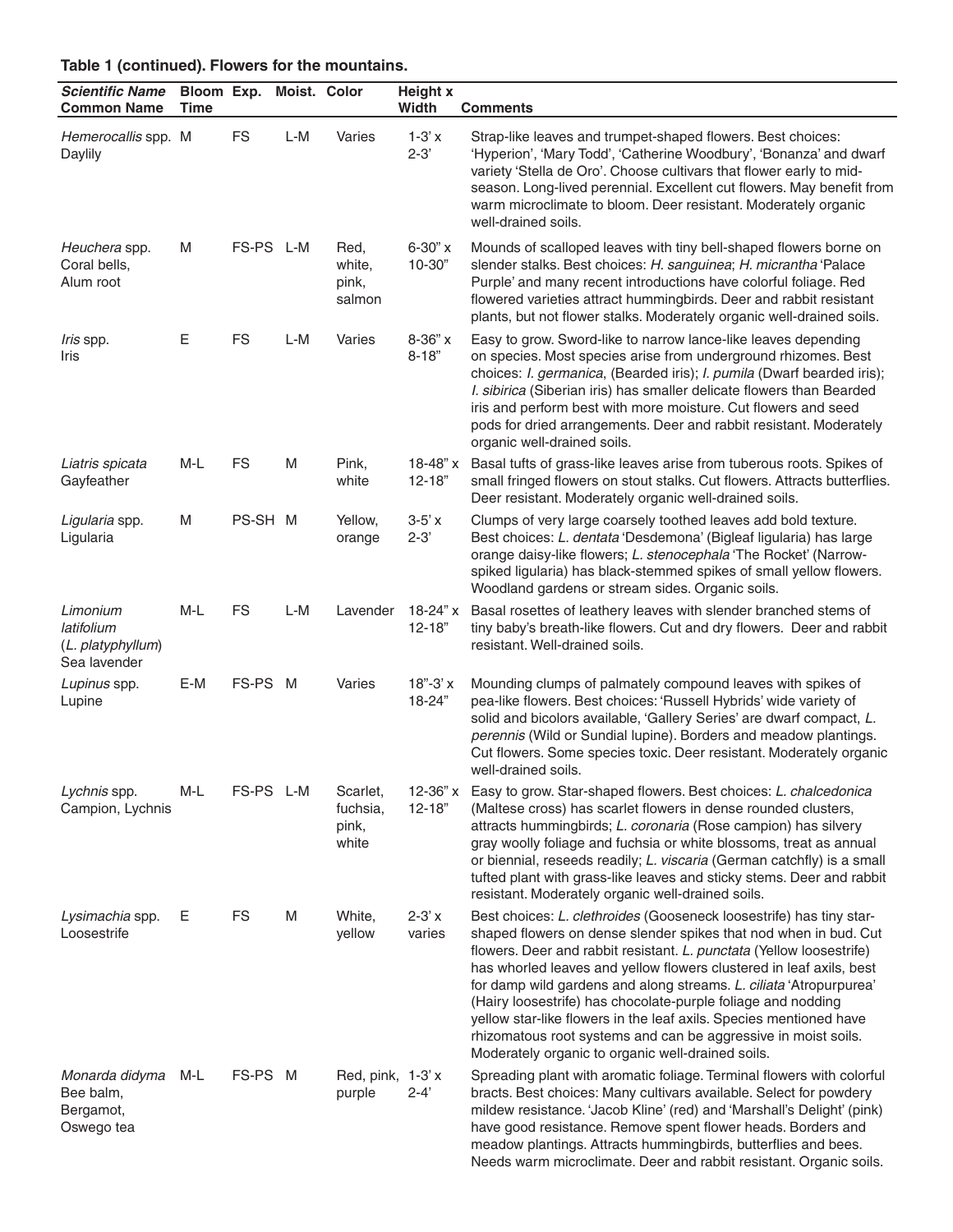**Table 1 (continued). Flowers for the mountains.**

| ***Scientific Name*** **Common Name** | **Bloom Time** | **Exp.** | **Moist.** | **Color** | **Height x Width** | **Comments** |
|---|---|---|---|---|---|---|
| *Hemerocallis* spp. Daylily | M | FS | L-M | Varies | 1-3' x 2-3' | Strap-like leaves and trumpet-shaped flowers. Best choices: 'Hyperion', 'Mary Todd', 'Catherine Woodbury', 'Bonanza' and dwarf variety 'Stella de Oro'. Choose cultivars that flower early to mid-season. Long-lived perennial. Excellent cut flowers. May benefit from warm microclimate to bloom. Deer resistant. Moderately organic well-drained soils. |
| *Heuchera* spp. Coral bells, Alum root | M | FS-PS | L-M | Red, white, pink, salmon | 6-30" x 10-30" | Mounds of scalloped leaves with tiny bell-shaped flowers borne on slender stalks. Best choices: *H. sanguinea*; *H. micrantha* 'Palace Purple' and many recent introductions have colorful foliage. Red flowered varieties attract hummingbirds. Deer and rabbit resistant plants, but not flower stalks. Moderately organic well-drained soils. |
| *Iris* spp. Iris | E | FS | L-M | Varies | 8-36" x 8-18" | Easy to grow. Sword-like to narrow lance-like leaves depending on species. Most species arise from underground rhizomes. Best choices: *I. germanica*, (Bearded iris); *I. pumila* (Dwarf bearded iris); *I. sibirica* (Siberian iris) has smaller delicate flowers than Bearded iris and perform best with more moisture. Cut flowers and seed pods for dried arrangements. Deer and rabbit resistant. Moderately organic well-drained soils. |
| *Liatris spicata* Gayfeather | M-L | FS | M | Pink, white | 18-48" x 12-18" | Basal tufts of grass-like leaves arise from tuberous roots. Spikes of small fringed flowers on stout stalks. Cut flowers. Attracts butterflies. Deer resistant. Moderately organic well-drained soils. |
| *Ligularia* spp. Ligularia | M | PS-SH | M | Yellow, orange | 3-5' x 2-3' | Clumps of very large coarsely toothed leaves add bold texture. Best choices: *L. dentata* 'Desdemona' (Bigleaf ligularia) has large orange daisy-like flowers; *L. stenocephala* 'The Rocket' (Narrow-spiked ligularia) has black-stemmed spikes of small yellow flowers. Woodland gardens or stream sides. Organic soils. |
| *Limonium latifolium* (*L. platyphyllum*) Sea lavender | M-L | FS | L-M | Lavender | 18-24" x 12-18" | Basal rosettes of leathery leaves with slender branched stems of tiny baby's breath-like flowers. Cut and dry flowers. Deer and rabbit resistant. Well-drained soils. |
| *Lupinus* spp. Lupine | E-M | FS-PS | M | Varies | 18"-3' x 18-24" | Mounding clumps of palmately compound leaves with spikes of pea-like flowers. Best choices: 'Russell Hybrids' wide variety of solid and bicolors available, 'Gallery Series' are dwarf compact, *L. perennis* (Wild or Sundial lupine). Borders and meadow plantings. Cut flowers. Some species toxic. Deer resistant. Moderately organic well-drained soils. |
| *Lychnis* spp. Campion, Lychnis | M-L | FS-PS | L-M | Scarlet, fuchsia, pink, white | 12-36" x 12-18" | Easy to grow. Star-shaped flowers. Best choices: *L. chalcedonica* (Maltese cross) has scarlet flowers in dense rounded clusters, attracts hummingbirds; *L. coronaria* (Rose campion) has silvery gray woolly foliage and fuchsia or white blossoms, treat as annual or biennial, reseeds readily; *L. viscaria* (German catchfly) is a small tufted plant with grass-like leaves and sticky stems. Deer and rabbit resistant. Moderately organic well-drained soils. |
| *Lysimachia* spp. Loosestrife | E | FS | M | White, yellow | 2-3' x varies | Best choices: *L. clethroides* (Gooseneck loosestrife) has tiny star-shaped flowers on dense slender spikes that nod when in bud. Cut flowers. Deer and rabbit resistant. *L. punctata* (Yellow loosestrife) has whorled leaves and yellow flowers clustered in leaf axils, best for damp wild gardens and along streams. *L. ciliata* 'Atropurpurea' (Hairy loosestrife) has chocolate-purple foliage and nodding yellow star-like flowers in the leaf axils. Species mentioned have rhizomatous root systems and can be aggressive in moist soils. Moderately organic to organic well-drained soils. |
| *Monarda didyma* Bee balm, Bergamot, Oswego tea | M-L | FS-PS | M | Red, pink, purple | 1-3' x 2-4' | Spreading plant with aromatic foliage. Terminal flowers with colorful bracts. Best choices: Many cultivars available. Select for powdery mildew resistance. 'Jacob Kline' (red) and 'Marshall's Delight' (pink) have good resistance. Remove spent flower heads. Borders and meadow plantings. Attracts hummingbirds, butterflies and bees. Needs warm microclimate. Deer and rabbit resistant. Organic soils. |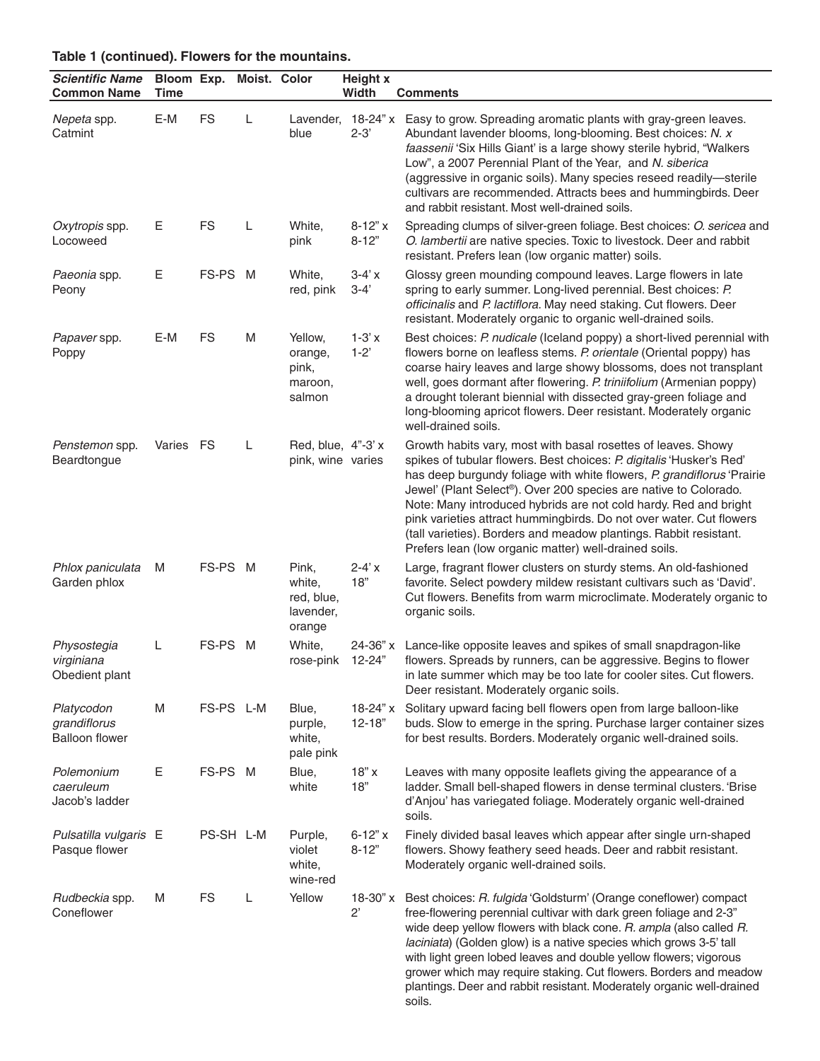**Table 1 (continued). Flowers for the mountains.**

| ***Scientific Name*** **Common Name** | **Bloom Time** | **Exp.** | **Moist.** | **Color** | **Height x Width** | **Comments** |
|---|---|---|---|---|---|---|
| *Nepeta* spp. Catmint | E-M | FS | L | Lavender, blue | 18-24" x 2-3' | Easy to grow. Spreading aromatic plants with gray-green leaves. Abundant lavender blooms, long-blooming. Best choices: *N. x faassenii* 'Six Hills Giant' is a large showy sterile hybrid, "Walkers Low", a 2007 Perennial Plant of the Year, and *N. siberica* (aggressive in organic soils). Many species reseed readily—sterile cultivars are recommended. Attracts bees and hummingbirds. Deer and rabbit resistant. Most well-drained soils. |
| *Oxytropis* spp. Locoweed | E | FS | L | White, pink | 8-12" x 8-12" | Spreading clumps of silver-green foliage. Best choices: *O. sericea* and *O. lambertii* are native species. Toxic to livestock. Deer and rabbit resistant. Prefers lean (low organic matter) soils. |
| *Paeonia* spp. Peony | E | FS-PS | M | White, red, pink | 3-4' x 3-4' | Glossy green mounding compound leaves. Large flowers in late spring to early summer. Long-lived perennial. Best choices: *P. officinalis* and *P. lactiflora*. May need staking. Cut flowers. Deer resistant. Moderately organic to organic well-drained soils. |
| *Papaver* spp. Poppy | E-M | FS | M | Yellow, orange, pink, maroon, salmon | 1-3' x 1-2' | Best choices: *P. nudicale* (Iceland poppy) a short-lived perennial with flowers borne on leafless stems. *P. orientale* (Oriental poppy) has coarse hairy leaves and large showy blossoms, does not transplant well, goes dormant after flowering. *P. triniifolium* (Armenian poppy) a drought tolerant biennial with dissected gray-green foliage and long-blooming apricot flowers. Deer resistant. Moderately organic well-drained soils. |
| *Penstemon* spp. Beardtongue | Varies | FS | L | Red, blue, pink, wine | 4"-3' x varies | Growth habits vary, most with basal rosettes of leaves. Showy spikes of tubular flowers. Best choices: *P. digitalis* 'Husker's Red' has deep burgundy foliage with white flowers, *P. grandiflorus* 'Prairie Jewel' (Plant Select®). Over 200 species are native to Colorado. Note: Many introduced hybrids are not cold hardy. Red and bright pink varieties attract hummingbirds. Do not over water. Cut flowers (tall varieties). Borders and meadow plantings. Rabbit resistant. Prefers lean (low organic matter) well-drained soils. |
| *Phlox paniculata* Garden phlox | M | FS-PS | M | Pink, white, red, blue, lavender, orange | 2-4' x 18" | Large, fragrant flower clusters on sturdy stems. An old-fashioned favorite. Select powdery mildew resistant cultivars such as 'David'. Cut flowers. Benefits from warm microclimate. Moderately organic to organic soils. |
| *Physostegia virginiana* Obedient plant | L | FS-PS | M | White, rose-pink | 24-36" x 12-24" | Lance-like opposite leaves and spikes of small snapdragon-like flowers. Spreads by runners, can be aggressive. Begins to flower in late summer which may be too late for cooler sites. Cut flowers. Deer resistant. Moderately organic soils. |
| *Platycodon grandiflorus* Balloon flower | M | FS-PS | L-M | Blue, purple, white, pale pink | 18-24" x 12-18" | Solitary upward facing bell flowers open from large balloon-like buds. Slow to emerge in the spring. Purchase larger container sizes for best results. Borders. Moderately organic well-drained soils. |
| *Polemonium caeruleum* Jacob's ladder | E | FS-PS | M | Blue, white | 18" x 18" | Leaves with many opposite leaflets giving the appearance of a ladder. Small bell-shaped flowers in dense terminal clusters. 'Brise d'Anjou' has variegated foliage. Moderately organic well-drained soils. |
| *Pulsatilla vulgaris* Pasque flower | E | PS-SH | L-M | Purple, violet white, wine-red | 6-12" x 8-12" | Finely divided basal leaves which appear after single urn-shaped flowers. Showy feathery seed heads. Deer and rabbit resistant. Moderately organic well-drained soils. |
| *Rudbeckia* spp. Coneflower | M | FS | L | Yellow | 18-30" x 2' | Best choices: *R. fulgida* 'Goldsturm' (Orange coneflower) compact free-flowering perennial cultivar with dark green foliage and 2-3" wide deep yellow flowers with black cone. *R. ampla* (also called *R. laciniata*) (Golden glow) is a native species which grows 3-5' tall with light green lobed leaves and double yellow flowers; vigorous grower which may require staking. Cut flowers. Borders and meadow plantings. Deer and rabbit resistant. Moderately organic well-drained soils. |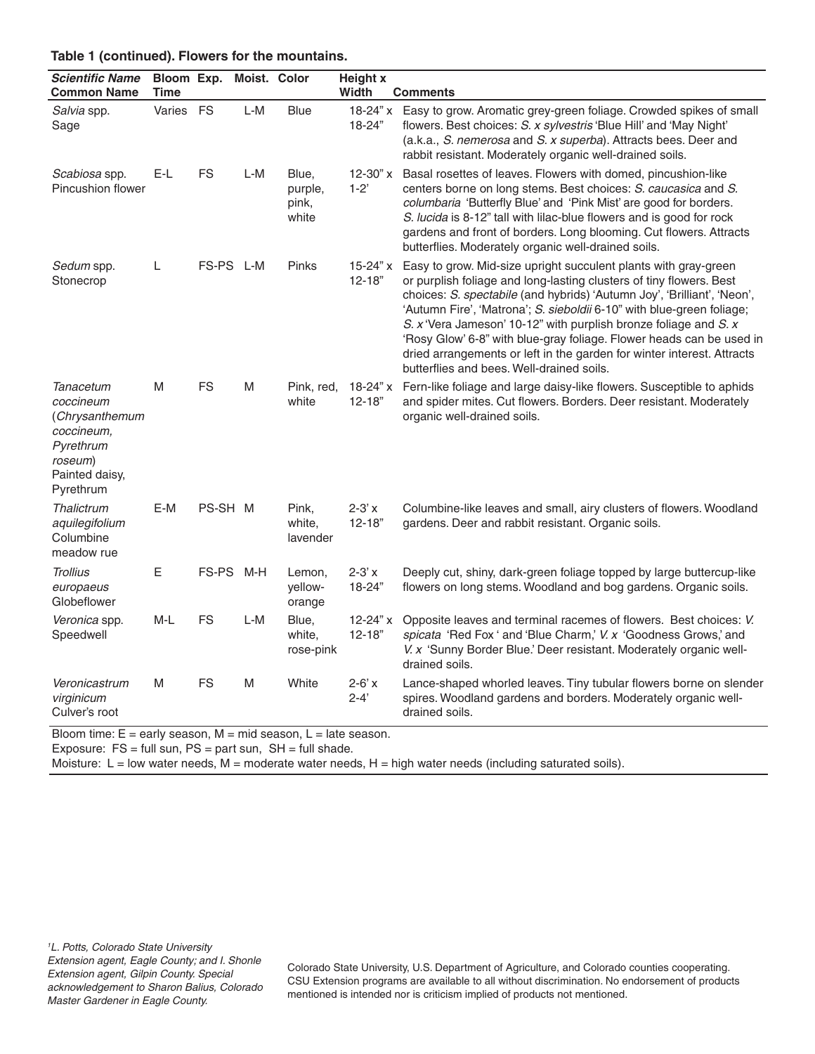**Table 1 (continued). Flowers for the mountains.**

| *Scientific Name* Common Name | Bloom Time | Exp. | Moist. | Color | Height x Width | Comments |
|---|---|---|---|---|---|---|
| *Salvia* spp. Sage | Varies | FS | L-M | Blue | 18-24" x 18-24" | Easy to grow. Aromatic grey-green foliage. Crowded spikes of small flowers. Best choices: *S. x sylvestris* 'Blue Hill' and 'May Night' (a.k.a., *S. nemerosa* and *S. x superba*). Attracts bees. Deer and rabbit resistant. Moderately organic well-drained soils. |
| *Scabiosa* spp. Pincushion flower | E-L | FS | L-M | Blue, purple, pink, white | 12-30" x 1-2' | Basal rosettes of leaves. Flowers with domed, pincushion-like centers borne on long stems. Best choices: *S. caucasica* and *S. columbaria* 'Butterfly Blue' and 'Pink Mist' are good for borders. *S. lucida* is 8-12" tall with lilac-blue flowers and is good for rock gardens and front of borders. Long blooming. Cut flowers. Attracts butterflies. Moderately organic well-drained soils. |
| *Sedum* spp. Stonecrop | L | FS-PS | L-M | Pinks | 15-24" x 12-18" | Easy to grow. Mid-size upright succulent plants with gray-green or purplish foliage and long-lasting clusters of tiny flowers. Best choices: *S. spectabile* (and hybrids) 'Autumn Joy', 'Brilliant', 'Neon', 'Autumn Fire', 'Matrona'; *S. sieboldii* 6-10" with blue-green foliage; *S. x* 'Vera Jameson' 10-12" with purplish bronze foliage and *S. x* 'Rosy Glow' 6-8" with blue-gray foliage. Flower heads can be used in dried arrangements or left in the garden for winter interest. Attracts butterflies and bees. Well-drained soils. |
| *Tanacetum coccineum* (*Chrysanthemum coccineum, Pyrethrum roseum*) Painted daisy, Pyrethrum | M | FS | M | Pink, red, white | 18-24" x 12-18" | Fern-like foliage and large daisy-like flowers. Susceptible to aphids and spider mites. Cut flowers. Borders. Deer resistant. Moderately organic well-drained soils. |
| *Thalictrum aquilegifolium* Columbine meadow rue | E-M | PS-SH | M | Pink, white, lavender | 2-3' x 12-18" | Columbine-like leaves and small, airy clusters of flowers. Woodland gardens. Deer and rabbit resistant. Organic soils. |
| *Trollius europaeus* Globeflower | E | FS-PS | M-H | Lemon, yellow-orange | 2-3' x 18-24" | Deeply cut, shiny, dark-green foliage topped by large buttercup-like flowers on long stems. Woodland and bog gardens. Organic soils. |
| *Veronica* spp. Speedwell | M-L | FS | L-M | Blue, white, rose-pink | 12-24" x 12-18" | Opposite leaves and terminal racemes of flowers. Best choices: *V. spicata* 'Red Fox ' and 'Blue Charm,' *V. x* 'Goodness Grows,' and *V. x* 'Sunny Border Blue.' Deer resistant. Moderately organic well-drained soils. |
| *Veronicastrum virginicum* Culver's root | M | FS | M | White | 2-6' x 2-4' | Lance-shaped whorled leaves. Tiny tubular flowers borne on slender spires. Woodland gardens and borders. Moderately organic well-drained soils. |

Bloom time: E = early season, M = mid season, L = late season.
Exposure: FS = full sun, PS = part sun, SH = full shade.
Moisture: L = low water needs, M = moderate water needs, H = high water needs (including saturated soils).

[1] *L. Potts, Colorado State University Extension agent, Eagle County; and I. Shonle Extension agent, Gilpin County. Special acknowledgement to Sharon Balius, Colorado Master Gardener in Eagle County.*

Colorado State University, U.S. Department of Agriculture, and Colorado counties cooperating. CSU Extension programs are available to all without discrimination. No endorsement of products mentioned is intended nor is criticism implied of products not mentioned.